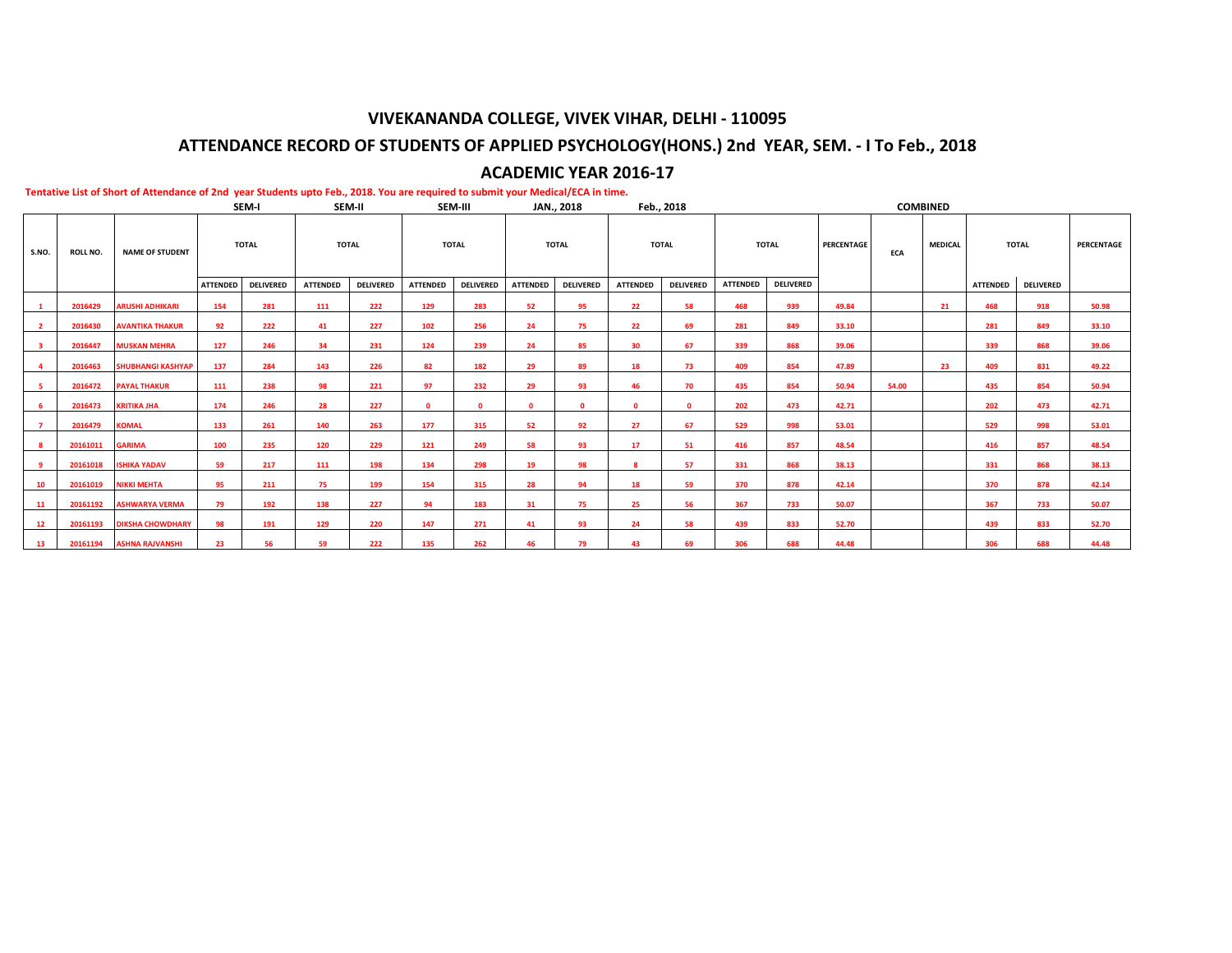# VIVEKANANDA COLLEGE, VIVEK VIHAR, DELHI - 110095

## ATTENDANCE RECORD OF STUDENTS OF APPLIED PSYCHOLOGY(HONS.) 2nd YEAR, SEM. - I To Feb., 2018

## ACADEMIC YEAR 2016-17

**Tentative List of Short of Attendance of 2nd year Students upto Feb., 2018. You are required to submit your Medical/ECA in time.**

| | | | SEM-I | | SEM-II | | SEM-III | | JAN., 2018 | | Feb., 2018 | | | | | COMBINED | | | | |
|---|---|---|---|---|---|---|---|---|---|---|---|---|---|---|---|---|---|---|---|---|
| S.NO. | ROLL NO. | NAME OF STUDENT | TOTAL | | TOTAL | | TOTAL | | TOTAL | | TOTAL | | TOTAL | | PERCENTAGE | ECA | MEDICAL | TOTAL | | PERCENTAGE |
| | | | ATTENDED | DELIVERED | ATTENDED | DELIVERED | ATTENDED | DELIVERED | ATTENDED | DELIVERED | ATTENDED | DELIVERED | ATTENDED | DELIVERED | | | | ATTENDED | DELIVERED | |
| 1 | 2016429 | ARUSHI ADHIKARI | 154 | 281 | 111 | 222 | 129 | 283 | 52 | 95 | 22 | 58 | 468 | 939 | 49.84 | | 21 | 468 | 918 | 50.98 |
| 2 | 2016430 | AVANTIKA THAKUR | 92 | 222 | 41 | 227 | 102 | 256 | 24 | 75 | 22 | 69 | 281 | 849 | 33.10 | | | 281 | 849 | 33.10 |
| 3 | 2016447 | MUSKAN MEHRA | 127 | 246 | 34 | 231 | 124 | 239 | 24 | 85 | 30 | 67 | 339 | 868 | 39.06 | | | 339 | 868 | 39.06 |
| 4 | 2016463 | SHUBHANGI KASHYAP | 137 | 284 | 143 | 226 | 82 | 182 | 29 | 89 | 18 | 73 | 409 | 854 | 47.89 | | 23 | 409 | 831 | 49.22 |
| 5 | 2016472 | PAYAL THAKUR | 111 | 238 | 98 | 221 | 97 | 232 | 29 | 93 | 46 | 70 | 435 | 854 | 50.94 | 54.00 | | 435 | 854 | 50.94 |
| 6 | 2016473 | KRITIKA JHA | 174 | 246 | 28 | 227 | 0 | 0 | 0 | 0 | 0 | 0 | 202 | 473 | 42.71 | | | 202 | 473 | 42.71 |
| 7 | 2016479 | KOMAL | 133 | 261 | 140 | 263 | 177 | 315 | 52 | 92 | 27 | 67 | 529 | 998 | 53.01 | | | 529 | 998 | 53.01 |
| 8 | 20161011 | GARIMA | 100 | 235 | 120 | 229 | 121 | 249 | 58 | 93 | 17 | 51 | 416 | 857 | 48.54 | | | 416 | 857 | 48.54 |
| 9 | 20161018 | ISHIKA YADAV | 59 | 217 | 111 | 198 | 134 | 298 | 19 | 98 | 8 | 57 | 331 | 868 | 38.13 | | | 331 | 868 | 38.13 |
| 10 | 20161019 | NIKKI MEHTA | 95 | 211 | 75 | 199 | 154 | 315 | 28 | 94 | 18 | 59 | 370 | 878 | 42.14 | | | 370 | 878 | 42.14 |
| 11 | 20161192 | ASHWARYA VERMA | 79 | 192 | 138 | 227 | 94 | 183 | 31 | 75 | 25 | 56 | 367 | 733 | 50.07 | | | 367 | 733 | 50.07 |
| 12 | 20161193 | DIKSHA CHOWDHARY | 98 | 191 | 129 | 220 | 147 | 271 | 41 | 93 | 24 | 58 | 439 | 833 | 52.70 | | | 439 | 833 | 52.70 |
| 13 | 20161194 | ASHNA RAJVANSHI | 23 | 56 | 59 | 222 | 135 | 262 | 46 | 79 | 43 | 69 | 306 | 688 | 44.48 | | | 306 | 688 | 44.48 |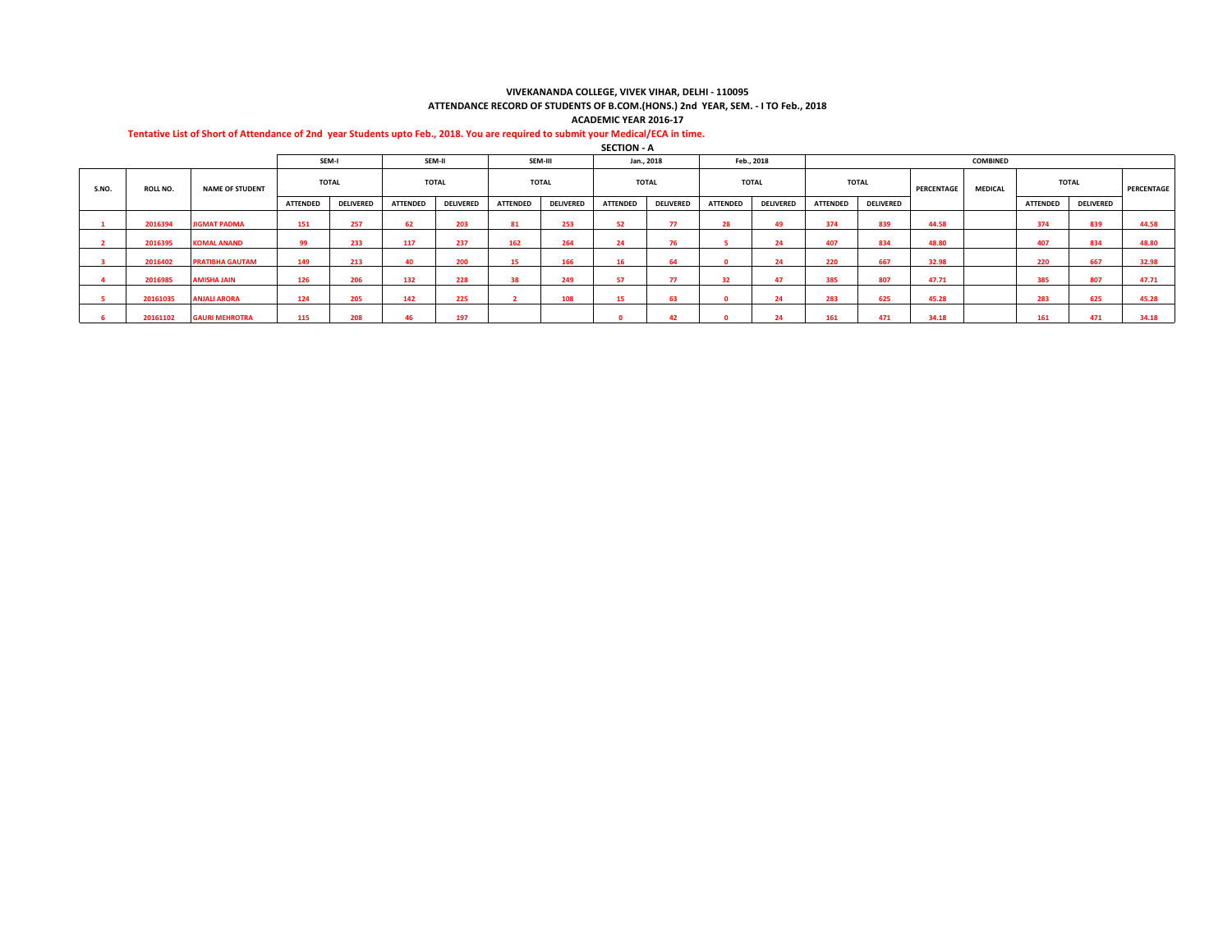**VIVEKANANDA COLLEGE, VIVEK VIHAR, DELHI - 110095**

**ATTENDANCE RECORD OF STUDENTS OF B.COM.(HONS.) 2nd YEAR, SEM. - I TO Feb., 2018**

**ACADEMIC YEAR 2016-17**

**Tentative List of Short of Attendance of 2nd year Students upto Feb., 2018. You are required to submit your Medical/ECA in time.**

**SECTION - A**

| S.NO. | ROLL NO. | NAME OF STUDENT | SEM-I | | SEM-II | | SEM-III | | Jan., 2018 | | Feb., 2018 | | COMBINED | | | | | | |
|---|---|---|---|---|---|---|---|---|---|---|---|---|---|---|---|---|---|---|---|
| | | | TOTAL | | TOTAL | | TOTAL | | TOTAL | | TOTAL | | TOTAL | | PERCENTAGE | MEDICAL | TOTAL | | PERCENTAGE |
| | | | ATTENDED | DELIVERED | ATTENDED | DELIVERED | ATTENDED | DELIVERED | ATTENDED | DELIVERED | ATTENDED | DELIVERED | ATTENDED | DELIVERED | | | ATTENDED | DELIVERED | |
| 1 | 2016394 | JIGMAT PADMA | 151 | 257 | 62 | 203 | 81 | 253 | 52 | 77 | 28 | 49 | 374 | 839 | 44.58 | | 374 | 839 | 44.58 |
| 2 | 2016395 | KOMAL ANAND | 99 | 233 | 117 | 237 | 162 | 264 | 24 | 76 | 5 | 24 | 407 | 834 | 48.80 | | 407 | 834 | 48.80 |
| 3 | 2016402 | PRATIBHA GAUTAM | 149 | 213 | 40 | 200 | 15 | 166 | 16 | 64 | 0 | 24 | 220 | 667 | 32.98 | | 220 | 667 | 32.98 |
| 4 | 2016985 | AMISHA JAIN | 126 | 206 | 132 | 228 | 38 | 249 | 57 | 77 | 32 | 47 | 385 | 807 | 47.71 | | 385 | 807 | 47.71 |
| 5 | 20161035 | ANJALI ARORA | 124 | 205 | 142 | 225 | 2 | 108 | 15 | 63 | 0 | 24 | 283 | 625 | 45.28 | | 283 | 625 | 45.28 |
| 6 | 20161102 | GAURI MEHROTRA | 115 | 208 | 46 | 197 | | | 0 | 42 | 0 | 24 | 161 | 471 | 34.18 | | 161 | 471 | 34.18 |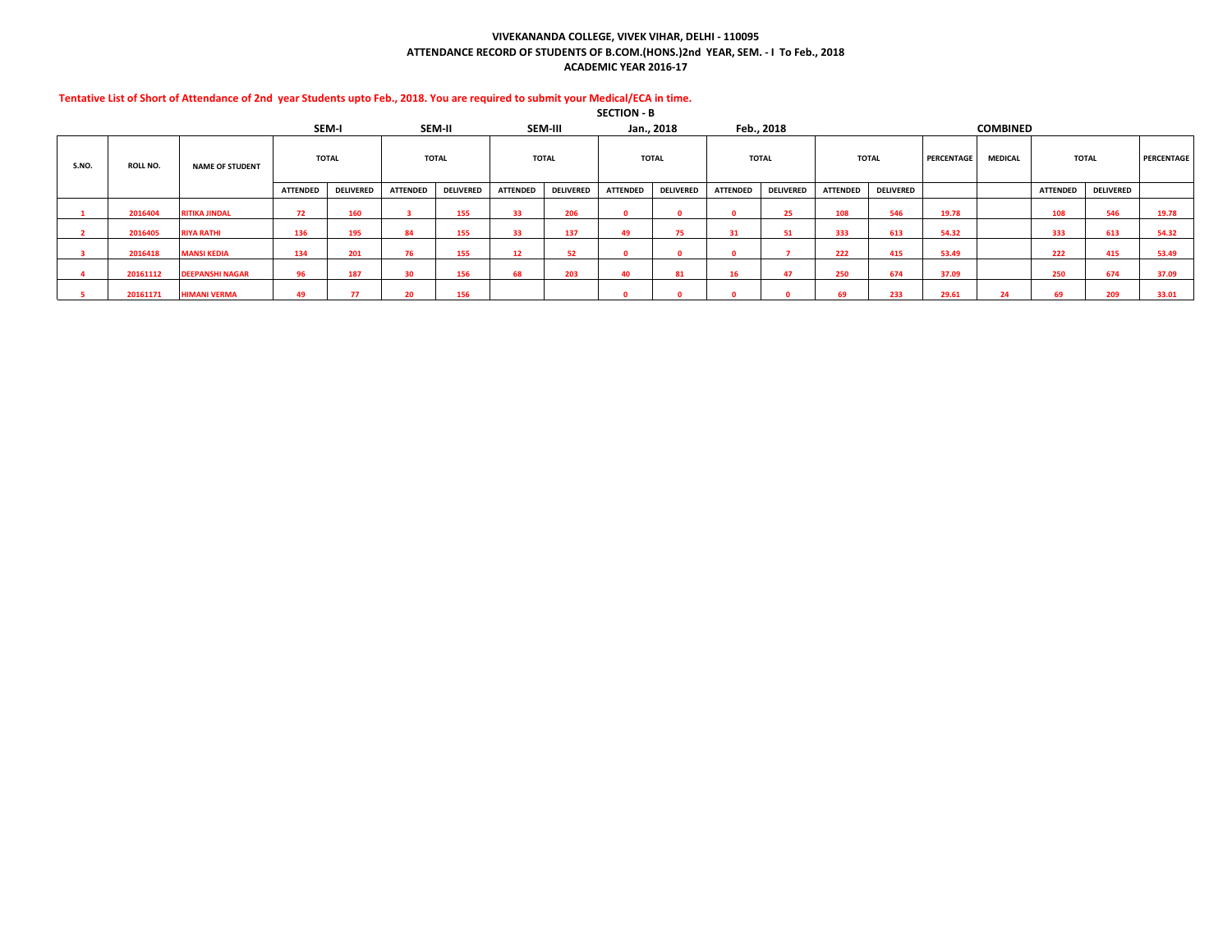# VIVEKANANDA COLLEGE, VIVEK VIHAR, DELHI - 110095

## ATTENDANCE RECORD OF STUDENTS OF B.COM.(HONS.)2nd YEAR, SEM. - I To Feb., 2018

## ACADEMIC YEAR 2016-17

**Tentative List of Short of Attendance of 2nd year Students upto Feb., 2018. You are required to submit your Medical/ECA in time.**

**SECTION - B**

| | | | SEM-I | | SEM-II | | SEM-III | | Jan., 2018 | | Feb., 2018 | | | | COMBINED | | | | |
|---|---|---|---|---|---|---|---|---|---|---|---|---|---|---|---|---|---|---|---|
| S.NO. | ROLL NO. | NAME OF STUDENT | TOTAL | | TOTAL | | TOTAL | | TOTAL | | TOTAL | | TOTAL | | PERCENTAGE | MEDICAL | TOTAL | | PERCENTAGE |
| | | | ATTENDED | DELIVERED | ATTENDED | DELIVERED | ATTENDED | DELIVERED | ATTENDED | DELIVERED | ATTENDED | DELIVERED | ATTENDED | DELIVERED | | | ATTENDED | DELIVERED | |
| 1 | 2016404 | RITIKA JINDAL | 72 | 160 | 3 | 155 | 33 | 206 | 0 | 0 | 0 | 25 | 108 | 546 | 19.78 | | 108 | 546 | 19.78 |
| 2 | 2016405 | RIYA RATHI | 136 | 195 | 84 | 155 | 33 | 137 | 49 | 75 | 31 | 51 | 333 | 613 | 54.32 | | 333 | 613 | 54.32 |
| 3 | 2016418 | MANSI KEDIA | 134 | 201 | 76 | 155 | 12 | 52 | 0 | 0 | 0 | 7 | 222 | 415 | 53.49 | | 222 | 415 | 53.49 |
| 4 | 20161112 | DEEPANSHI NAGAR | 96 | 187 | 30 | 156 | 68 | 203 | 40 | 81 | 16 | 47 | 250 | 674 | 37.09 | | 250 | 674 | 37.09 |
| 5 | 20161171 | HIMANI VERMA | 49 | 77 | 20 | 156 | | | 0 | 0 | 0 | 0 | 69 | 233 | 29.61 | 24 | 69 | 209 | 33.01 |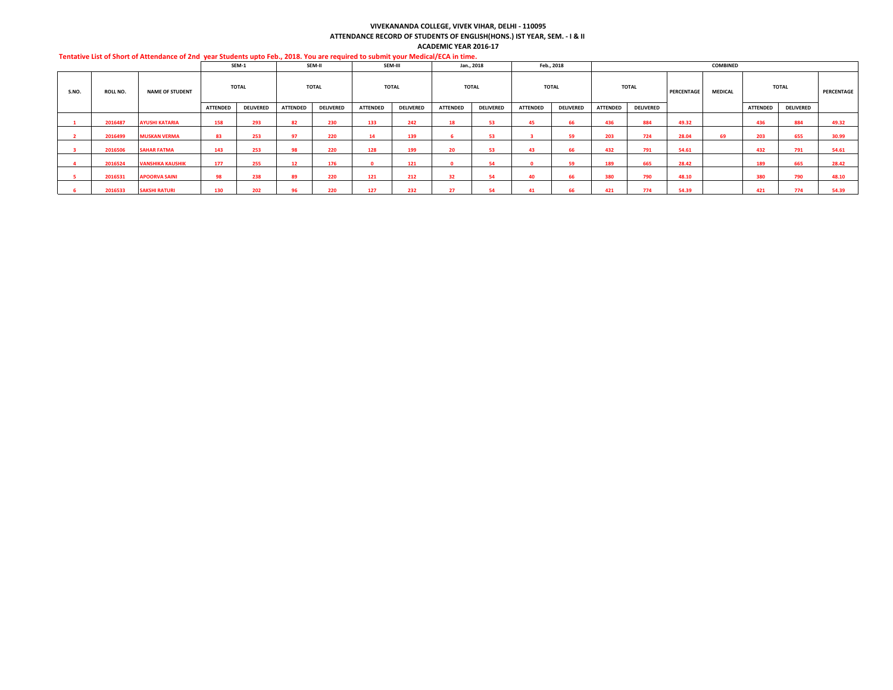**VIVEKANANDA COLLEGE, VIVEK VIHAR, DELHI - 110095**

**ATTENDANCE RECORD OF STUDENTS OF ENGLISH(HONS.) IST YEAR, SEM. - I & II**

**ACADEMIC YEAR 2016-17**

**Tentative List of Short of Attendance of 2nd year Students upto Feb., 2018. You are required to submit your Medical/ECA in time.**

| S.NO. | ROLL NO. | NAME OF STUDENT | SEM-1 | | SEM-II | | SEM-III | | Jan., 2018 | | Feb., 2018 | | COMBINED | | | | | | |
|---|---|---|---|---|---|---|---|---|---|---|---|---|---|---|---|---|---|---|---|
| | | | TOTAL | | TOTAL | | TOTAL | | TOTAL | | TOTAL | | TOTAL | | PERCENTAGE | MEDICAL | TOTAL | | PERCENTAGE |
| | | | ATTENDED | DELIVERED | ATTENDED | DELIVERED | ATTENDED | DELIVERED | ATTENDED | DELIVERED | ATTENDED | DELIVERED | ATTENDED | DELIVERED | | | ATTENDED | DELIVERED | |
| 1 | 2016487 | AYUSHI KATARIA | 158 | 293 | 82 | 230 | 133 | 242 | 18 | 53 | 45 | 66 | 436 | 884 | 49.32 | | 436 | 884 | 49.32 |
| 2 | 2016499 | MUSKAN VERMA | 83 | 253 | 97 | 220 | 14 | 139 | 6 | 53 | 3 | 59 | 203 | 724 | 28.04 | 69 | 203 | 655 | 30.99 |
| 3 | 2016506 | SAHAR FATMA | 143 | 253 | 98 | 220 | 128 | 199 | 20 | 53 | 43 | 66 | 432 | 791 | 54.61 | | 432 | 791 | 54.61 |
| 4 | 2016524 | VANSHIKA KAUSHIK | 177 | 255 | 12 | 176 | 0 | 121 | 0 | 54 | 0 | 59 | 189 | 665 | 28.42 | | 189 | 665 | 28.42 |
| 5 | 2016531 | APOORVA SAINI | 98 | 238 | 89 | 220 | 121 | 212 | 32 | 54 | 40 | 66 | 380 | 790 | 48.10 | | 380 | 790 | 48.10 |
| 6 | 2016533 | SAKSHI RATURI | 130 | 202 | 96 | 220 | 127 | 232 | 27 | 54 | 41 | 66 | 421 | 774 | 54.39 | | 421 | 774 | 54.39 |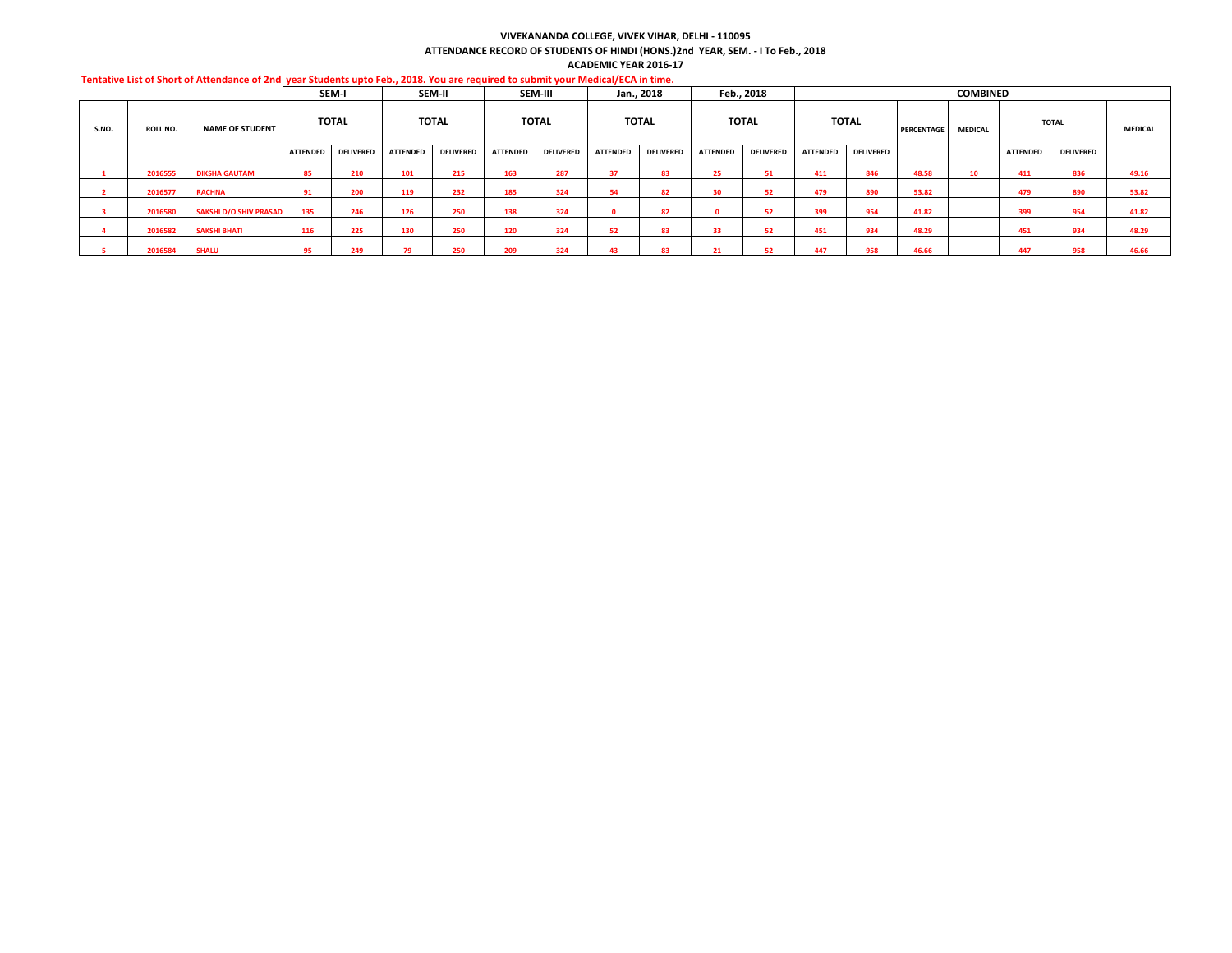**VIVEKANANDA COLLEGE, VIVEK VIHAR, DELHI - 110095**

**ATTENDANCE RECORD OF STUDENTS OF HINDI (HONS.)2nd YEAR, SEM. - I To Feb., 2018**

**ACADEMIC YEAR 2016-17**

**Tentative List of Short of Attendance of 2nd year Students upto Feb., 2018. You are required to submit your Medical/ECA in time.**

| S.NO. | ROLL NO. | NAME OF STUDENT | SEM-I | | SEM-II | | SEM-III | | Jan., 2018 | | Feb., 2018 | | COMBINED | | | | | | |
|---|---|---|---|---|---|---|---|---|---|---|---|---|---|---|---|---|---|---|---|
| | | | TOTAL | | TOTAL | | TOTAL | | TOTAL | | TOTAL | | TOTAL | | PERCENTAGE | MEDICAL | TOTAL | | MEDICAL |
| | | | ATTENDED | DELIVERED | ATTENDED | DELIVERED | ATTENDED | DELIVERED | ATTENDED | DELIVERED | ATTENDED | DELIVERED | ATTENDED | DELIVERED | | | ATTENDED | DELIVERED | |
| 1 | 2016555 | DIKSHA GAUTAM | 85 | 210 | 101 | 215 | 163 | 287 | 37 | 83 | 25 | 51 | 411 | 846 | 48.58 | 10 | 411 | 836 | 49.16 |
| 2 | 2016577 | RACHNA | 91 | 200 | 119 | 232 | 185 | 324 | 54 | 82 | 30 | 52 | 479 | 890 | 53.82 | | 479 | 890 | 53.82 |
| 3 | 2016580 | SAKSHI D/O SHIV PRASAD | 135 | 246 | 126 | 250 | 138 | 324 | 0 | 82 | 0 | 52 | 399 | 954 | 41.82 | | 399 | 954 | 41.82 |
| 4 | 2016582 | SAKSHI BHATI | 116 | 225 | 130 | 250 | 120 | 324 | 52 | 83 | 33 | 52 | 451 | 934 | 48.29 | | 451 | 934 | 48.29 |
| 5 | 2016584 | SHALU | 95 | 249 | 79 | 250 | 209 | 324 | 43 | 83 | 21 | 52 | 447 | 958 | 46.66 | | 447 | 958 | 46.66 |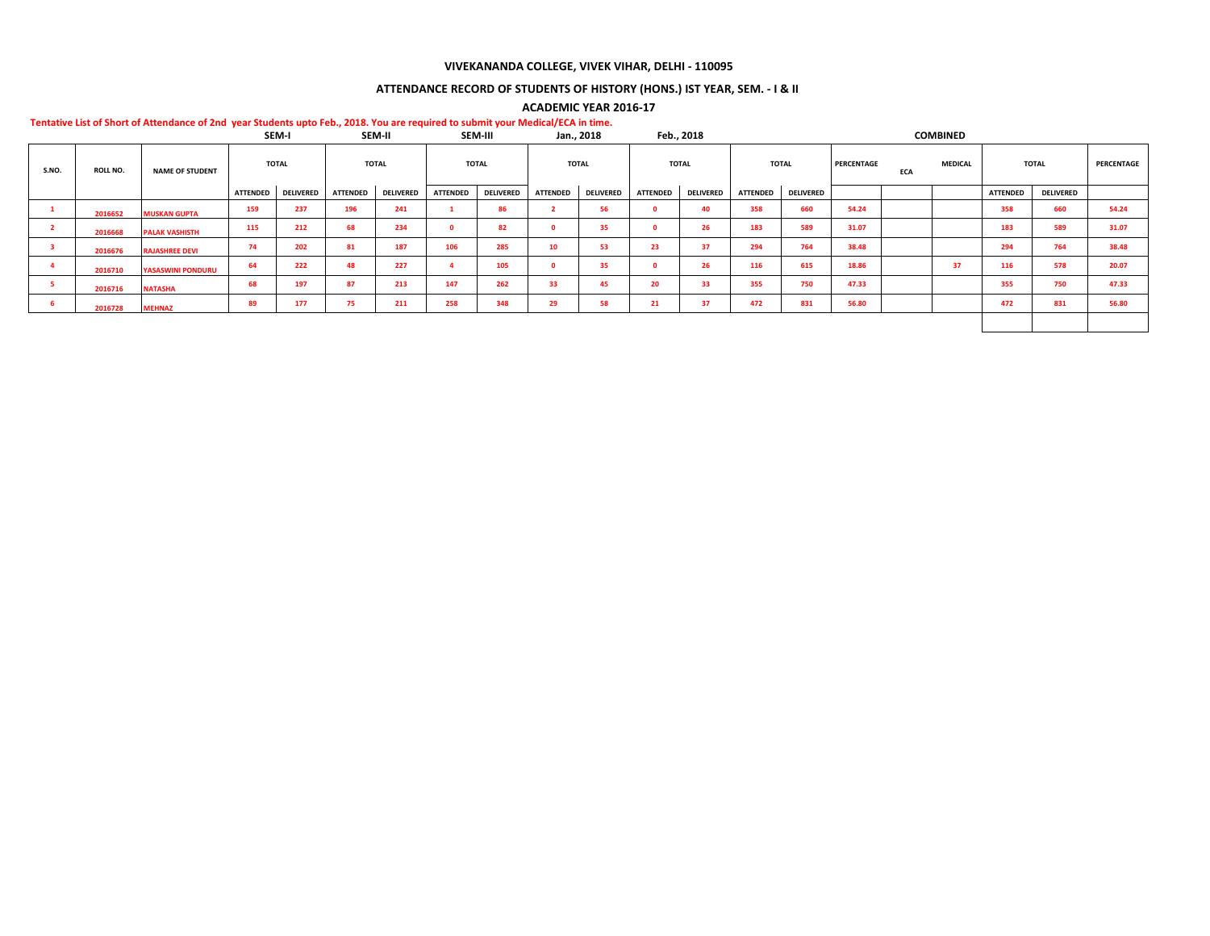### VIVEKANANDA COLLEGE, VIVEK VIHAR, DELHI - 110095

### ATTENDANCE RECORD OF STUDENTS OF HISTORY (HONS.) IST YEAR, SEM. - I & II

### ACADEMIC YEAR 2016-17

**Tentative List of Short of Attendance of 2nd year Students upto Feb., 2018. You are required to submit your Medical/ECA in time.**

| S.NO. | ROLL NO. | NAME OF STUDENT | SEM-I TOTAL | | SEM-II TOTAL | | SEM-III TOTAL | | Jan., 2018 TOTAL | | Feb., 2018 TOTAL | | TOTAL | | PERCENTAGE | ECA | MEDICAL | COMBINED TOTAL | | PERCENTAGE |
|---|---|---|---|---|---|---|---|---|---|---|---|---|---|---|---|---|---|---|---|---|
| | | | ATTENDED | DELIVERED | ATTENDED | DELIVERED | ATTENDED | DELIVERED | ATTENDED | DELIVERED | ATTENDED | DELIVERED | ATTENDED | DELIVERED | | | | ATTENDED | DELIVERED | |
| 1 | 2016652 | MUSKAN GUPTA | 159 | 237 | 196 | 241 | 1 | 86 | 2 | 56 | 0 | 40 | 358 | 660 | 54.24 | | | 358 | 660 | 54.24 |
| 2 | 2016668 | PALAK VASHISTH | 115 | 212 | 68 | 234 | 0 | 82 | 0 | 35 | 0 | 26 | 183 | 589 | 31.07 | | | 183 | 589 | 31.07 |
| 3 | 2016676 | RAJASHREE DEVI | 74 | 202 | 81 | 187 | 106 | 285 | 10 | 53 | 23 | 37 | 294 | 764 | 38.48 | | | 294 | 764 | 38.48 |
| 4 | 2016710 | YASASWINI PONDURU | 64 | 222 | 48 | 227 | 4 | 105 | 0 | 35 | 0 | 26 | 116 | 615 | 18.86 | | 37 | 116 | 578 | 20.07 |
| 5 | 2016716 | NATASHA | 68 | 197 | 87 | 213 | 147 | 262 | 33 | 45 | 20 | 33 | 355 | 750 | 47.33 | | | 355 | 750 | 47.33 |
| 6 | 2016728 | MEHNAZ | 89 | 177 | 75 | 211 | 258 | 348 | 29 | 58 | 21 | 37 | 472 | 831 | 56.80 | | | 472 | 831 | 56.80 |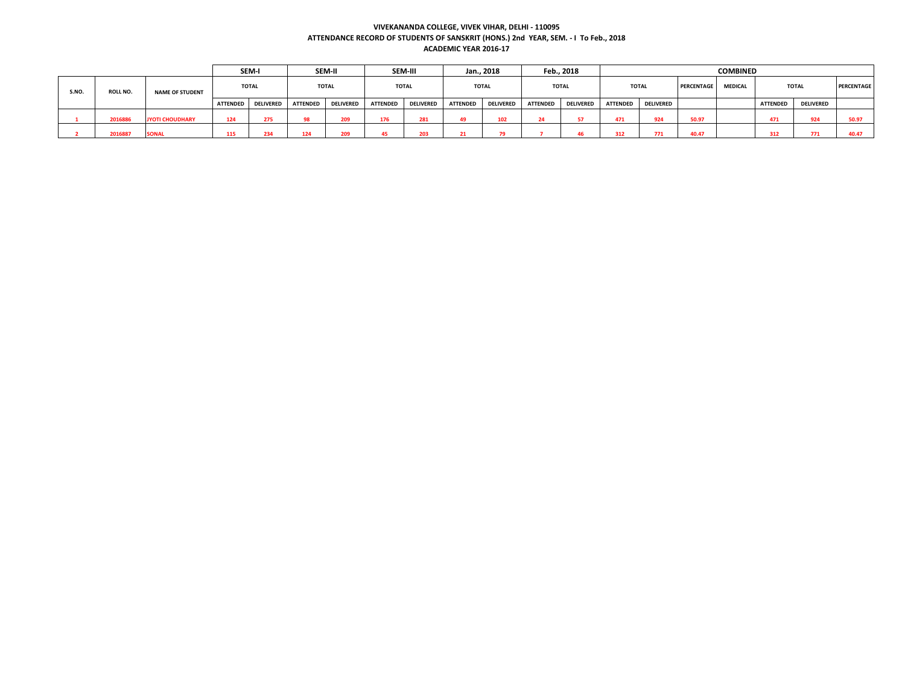**VIVEKANANDA COLLEGE, VIVEK VIHAR, DELHI - 110095**

**ATTENDANCE RECORD OF STUDENTS OF SANSKRIT (HONS.) 2nd YEAR, SEM. - I To Feb., 2018**

**ACADEMIC YEAR 2016-17**

| | | | SEM-I | | SEM-II | | SEM-III | | Jan., 2018 | | Feb., 2018 | | COMBINED | | | | | | |
|---|---|---|---|---|---|---|---|---|---|---|---|---|---|---|---|---|---|---|---|
| S.NO. | ROLL NO. | NAME OF STUDENT | TOTAL | | TOTAL | | TOTAL | | TOTAL | | TOTAL | | TOTAL | | PERCENTAGE | MEDICAL | TOTAL | | PERCENTAGE |
| | | | ATTENDED | DELIVERED | ATTENDED | DELIVERED | ATTENDED | DELIVERED | ATTENDED | DELIVERED | ATTENDED | DELIVERED | ATTENDED | DELIVERED | | | ATTENDED | DELIVERED | |
| 1 | 2016886 | JYOTI CHOUDHARY | 124 | 275 | 98 | 209 | 176 | 281 | 49 | 102 | 24 | 57 | 471 | 924 | 50.97 | | 471 | 924 | 50.97 |
| 2 | 2016887 | SONAL | 115 | 234 | 124 | 209 | 45 | 203 | 21 | 79 | 7 | 46 | 312 | 771 | 40.47 | | 312 | 771 | 40.47 |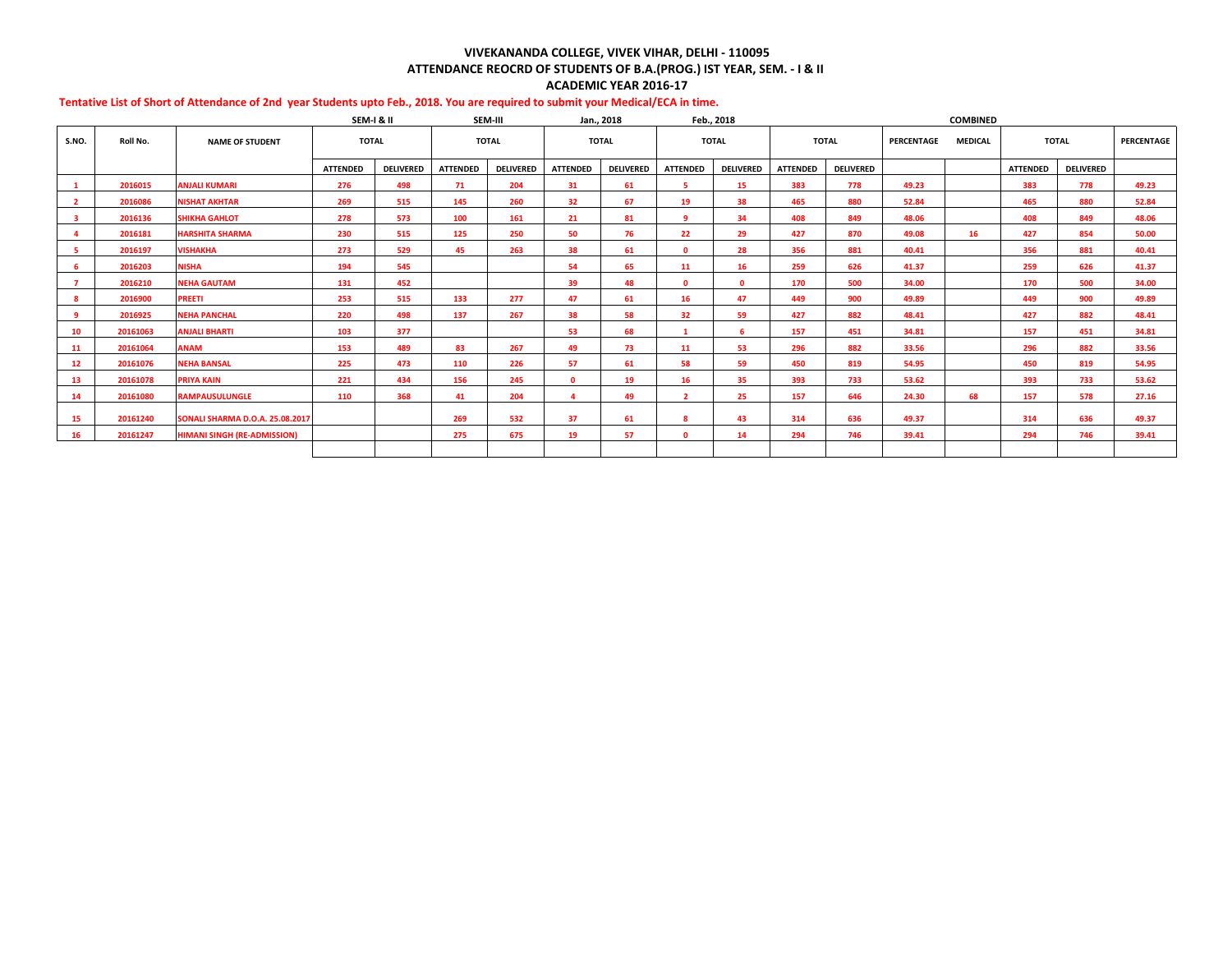# VIVEKANANDA COLLEGE, VIVEK VIHAR, DELHI - 110095

## ATTENDANCE REOCRD OF STUDENTS OF B.A.(PROG.) IST YEAR, SEM. - I & II

## ACADEMIC YEAR 2016-17

**Tentative List of Short of Attendance of 2nd year Students upto Feb., 2018. You are required to submit your Medical/ECA in time.**

| S.NO. | Roll No. | NAME OF STUDENT | SEM-I & II TOTAL | | SEM-III TOTAL | | Jan., 2018 TOTAL | | Feb., 2018 TOTAL | | TOTAL | | PERCENTAGE | MEDICAL | COMBINED TOTAL | | PERCENTAGE |
|---|---|---|---|---|---|---|---|---|---|---|---|---|---|---|---|---|---|
| | | | ATTENDED | DELIVERED | ATTENDED | DELIVERED | ATTENDED | DELIVERED | ATTENDED | DELIVERED | ATTENDED | DELIVERED | | | ATTENDED | DELIVERED | |
| 1 | 2016015 | ANJALI KUMARI | 276 | 498 | 71 | 204 | 31 | 61 | 5 | 15 | 383 | 778 | 49.23 | | 383 | 778 | 49.23 |
| 2 | 2016086 | NISHAT AKHTAR | 269 | 515 | 145 | 260 | 32 | 67 | 19 | 38 | 465 | 880 | 52.84 | | 465 | 880 | 52.84 |
| 3 | 2016136 | SHIKHA GAHLOT | 278 | 573 | 100 | 161 | 21 | 81 | 9 | 34 | 408 | 849 | 48.06 | | 408 | 849 | 48.06 |
| 4 | 2016181 | HARSHITA SHARMA | 230 | 515 | 125 | 250 | 50 | 76 | 22 | 29 | 427 | 870 | 49.08 | 16 | 427 | 854 | 50.00 |
| 5 | 2016197 | VISHAKHA | 273 | 529 | 45 | 263 | 38 | 61 | 0 | 28 | 356 | 881 | 40.41 | | 356 | 881 | 40.41 |
| 6 | 2016203 | NISHA | 194 | 545 | | | 54 | 65 | 11 | 16 | 259 | 626 | 41.37 | | 259 | 626 | 41.37 |
| 7 | 2016210 | NEHA GAUTAM | 131 | 452 | | | 39 | 48 | 0 | 0 | 170 | 500 | 34.00 | | 170 | 500 | 34.00 |
| 8 | 2016900 | PREETI | 253 | 515 | 133 | 277 | 47 | 61 | 16 | 47 | 449 | 900 | 49.89 | | 449 | 900 | 49.89 |
| 9 | 2016925 | NEHA PANCHAL | 220 | 498 | 137 | 267 | 38 | 58 | 32 | 59 | 427 | 882 | 48.41 | | 427 | 882 | 48.41 |
| 10 | 20161063 | ANJALI BHARTI | 103 | 377 | | | 53 | 68 | 1 | 6 | 157 | 451 | 34.81 | | 157 | 451 | 34.81 |
| 11 | 20161064 | ANAM | 153 | 489 | 83 | 267 | 49 | 73 | 11 | 53 | 296 | 882 | 33.56 | | 296 | 882 | 33.56 |
| 12 | 20161076 | NEHA BANSAL | 225 | 473 | 110 | 226 | 57 | 61 | 58 | 59 | 450 | 819 | 54.95 | | 450 | 819 | 54.95 |
| 13 | 20161078 | PRIYA KAIN | 221 | 434 | 156 | 245 | 0 | 19 | 16 | 35 | 393 | 733 | 53.62 | | 393 | 733 | 53.62 |
| 14 | 20161080 | RAMPAUSULUNGLE | 110 | 368 | 41 | 204 | 4 | 49 | 2 | 25 | 157 | 646 | 24.30 | 68 | 157 | 578 | 27.16 |
| 15 | 20161240 | SONALI SHARMA D.O.A. 25.08.2017 | | | 269 | 532 | 37 | 61 | 8 | 43 | 314 | 636 | 49.37 | | 314 | 636 | 49.37 |
| 16 | 20161247 | HIMANI SINGH (RE-ADMISSION) | | | 275 | 675 | 19 | 57 | 0 | 14 | 294 | 746 | 39.41 | | 294 | 746 | 39.41 |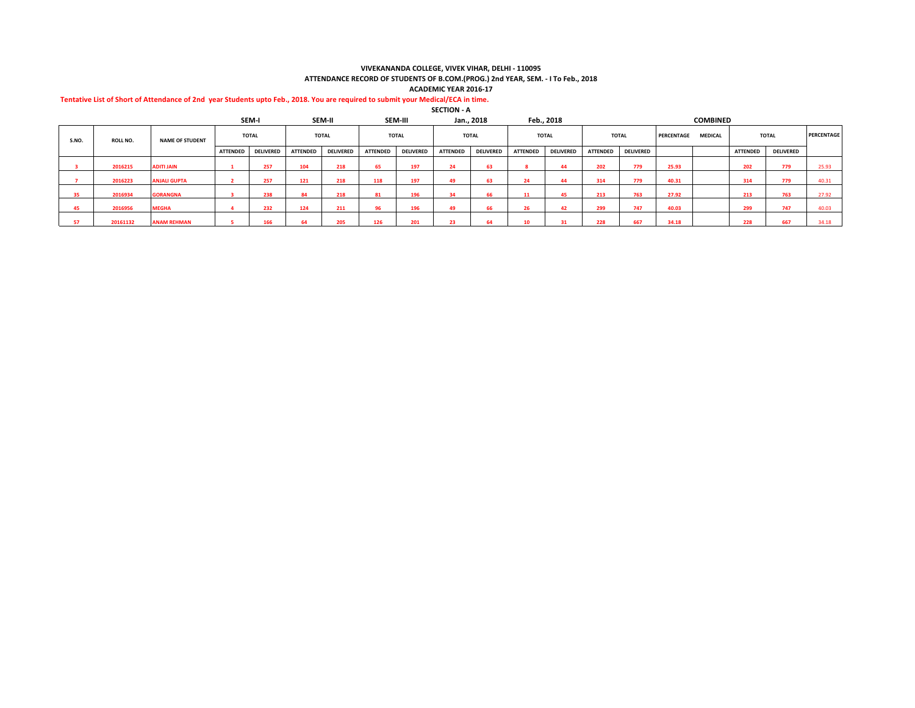**VIVEKANANDA COLLEGE, VIVEK VIHAR, DELHI - 110095**

**ATTENDANCE RECORD OF STUDENTS OF B.COM.(PROG.) 2nd YEAR, SEM. - I To Feb., 2018**

**ACADEMIC YEAR 2016-17**

**Tentative List of Short of Attendance of 2nd year Students upto Feb., 2018. You are required to submit your Medical/ECA in time.**

**SECTION - A**

| | | | SEM-I | | SEM-II | | SEM-III | | Jan., 2018 | | Feb., 2018 | | COMBINED | | | | | | |
|---|---|---|---|---|---|---|---|---|---|---|---|---|---|---|---|---|---|---|---|
| S.NO. | ROLL NO. | NAME OF STUDENT | TOTAL | | TOTAL | | TOTAL | | TOTAL | | TOTAL | | TOTAL | | PERCENTAGE | MEDICAL | TOTAL | | PERCENTAGE |
| | | | ATTENDED | DELIVERED | ATTENDED | DELIVERED | ATTENDED | DELIVERED | ATTENDED | DELIVERED | ATTENDED | DELIVERED | ATTENDED | DELIVERED | | | ATTENDED | DELIVERED | |
| 3 | 2016215 | ADITI JAIN | 1 | 257 | 104 | 218 | 65 | 197 | 24 | 63 | 8 | 44 | 202 | 779 | 25.93 | | 202 | 779 | 25.93 |
| 7 | 2016223 | ANJALI GUPTA | 2 | 257 | 121 | 218 | 118 | 197 | 49 | 63 | 24 | 44 | 314 | 779 | 40.31 | | 314 | 779 | 40.31 |
| 35 | 2016934 | GORANGNA | 3 | 238 | 84 | 218 | 81 | 196 | 34 | 66 | 11 | 45 | 213 | 763 | 27.92 | | 213 | 763 | 27.92 |
| 45 | 2016956 | MEGHA | 4 | 232 | 124 | 211 | 96 | 196 | 49 | 66 | 26 | 42 | 299 | 747 | 40.03 | | 299 | 747 | 40.03 |
| 57 | 20161132 | ANAM REHMAN | 5 | 166 | 64 | 205 | 126 | 201 | 23 | 64 | 10 | 31 | 228 | 667 | 34.18 | | 228 | 667 | 34.18 |